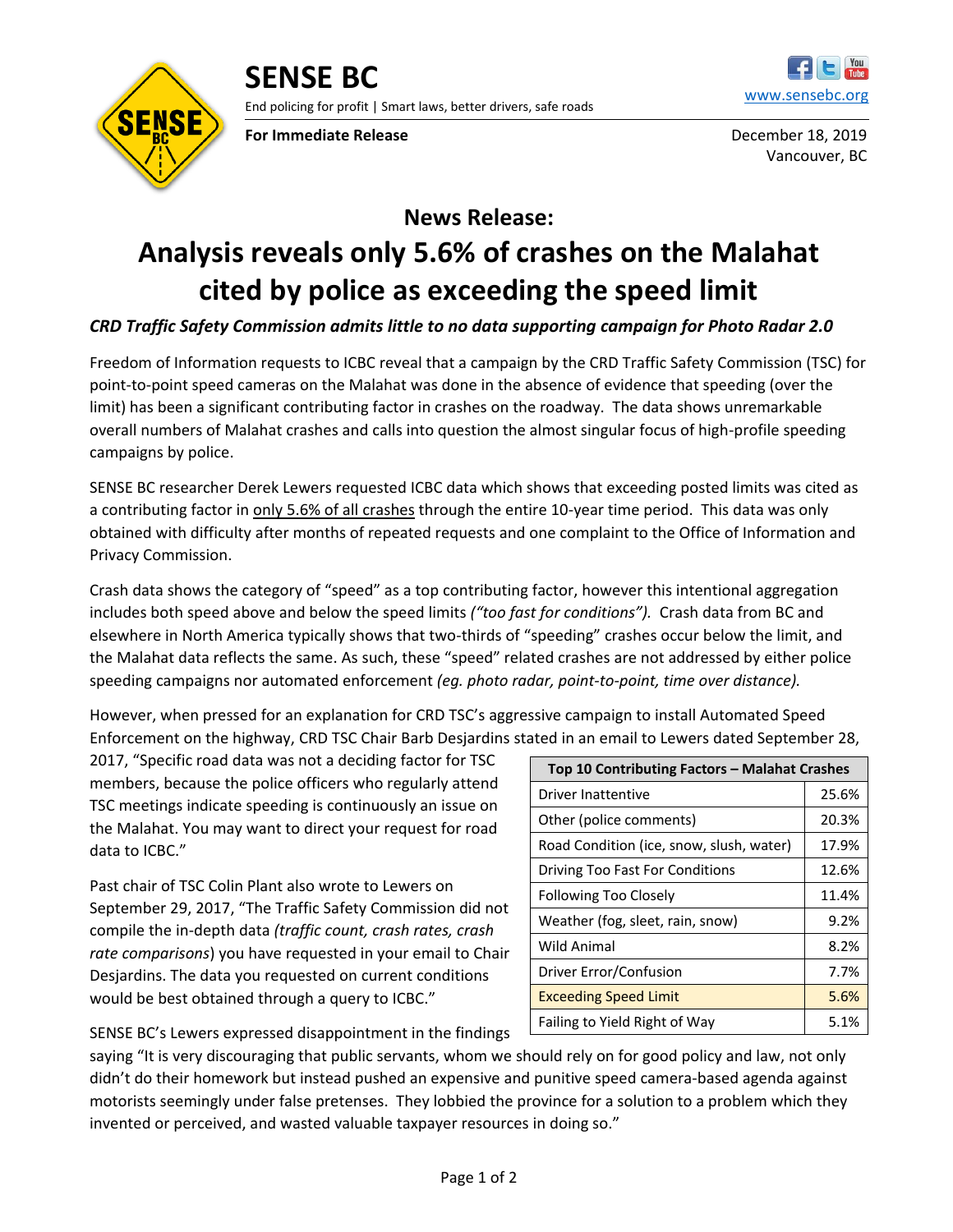# SENSE BC

End policing for profit | Smart laws, better drivers, safe roads

www.sensebc.org

**For Immediate Release**

December 18, 2019
Vancouver, BC

## News Release:

# Analysis reveals only 5.6% of crashes on the Malahat cited by police as exceeding the speed limit

***CRD Traffic Safety Commission admits little to no data supporting campaign for Photo Radar 2.0***

Freedom of Information requests to ICBC reveal that a campaign by the CRD Traffic Safety Commission (TSC) for point-to-point speed cameras on the Malahat was done in the absence of evidence that speeding (over the limit) has been a significant contributing factor in crashes on the roadway. The data shows unremarkable overall numbers of Malahat crashes and calls into question the almost singular focus of high-profile speeding campaigns by police.

SENSE BC researcher Derek Lewers requested ICBC data which shows that exceeding posted limits was cited as a contributing factor in only 5.6% of all crashes through the entire 10-year time period. This data was only obtained with difficulty after months of repeated requests and one complaint to the Office of Information and Privacy Commission.

Crash data shows the category of "speed" as a top contributing factor, however this intentional aggregation includes both speed above and below the speed limits *("too fast for conditions").* Crash data from BC and elsewhere in North America typically shows that two-thirds of "speeding" crashes occur below the limit, and the Malahat data reflects the same. As such, these "speed" related crashes are not addressed by either police speeding campaigns nor automated enforcement *(eg. photo radar, point-to-point, time over distance).*

However, when pressed for an explanation for CRD TSC's aggressive campaign to install Automated Speed Enforcement on the highway, CRD TSC Chair Barb Desjardins stated in an email to Lewers dated September 28, 2017, "Specific road data was not a deciding factor for TSC members, because the police officers who regularly attend TSC meetings indicate speeding is continuously an issue on the Malahat. You may want to direct your request for road data to ICBC."

| Top 10 Contributing Factors – Malahat Crashes | |
|---|---|
| Driver Inattentive | 25.6% |
| Other (police comments) | 20.3% |
| Road Condition (ice, snow, slush, water) | 17.9% |
| Driving Too Fast For Conditions | 12.6% |
| Following Too Closely | 11.4% |
| Weather (fog, sleet, rain, snow) | 9.2% |
| Wild Animal | 8.2% |
| Driver Error/Confusion | 7.7% |
| Exceeding Speed Limit | 5.6% |
| Failing to Yield Right of Way | 5.1% |

Past chair of TSC Colin Plant also wrote to Lewers on September 29, 2017, "The Traffic Safety Commission did not compile the in-depth data *(traffic count, crash rates, crash rate comparisons*) you have requested in your email to Chair Desjardins. The data you requested on current conditions would be best obtained through a query to ICBC."

SENSE BC's Lewers expressed disappointment in the findings saying "It is very discouraging that public servants, whom we should rely on for good policy and law, not only didn't do their homework but instead pushed an expensive and punitive speed camera-based agenda against motorists seemingly under false pretenses. They lobbied the province for a solution to a problem which they invented or perceived, and wasted valuable taxpayer resources in doing so."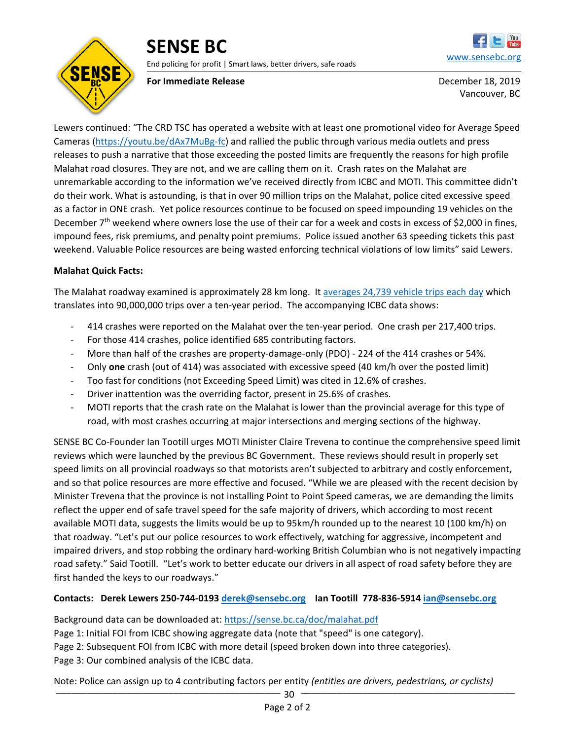# SENSE BC

End policing for profit | Smart laws, better drivers, safe roads

www.sensebc.org

**For Immediate Release**

December 18, 2019
Vancouver, BC

Lewers continued: "The CRD TSC has operated a website with at least one promotional video for Average Speed Cameras (https://youtu.be/dAx7MuBg-fc) and rallied the public through various media outlets and press releases to push a narrative that those exceeding the posted limits are frequently the reasons for high profile Malahat road closures. They are not, and we are calling them on it. Crash rates on the Malahat are unremarkable according to the information we've received directly from ICBC and MOTI. This committee didn't do their work. What is astounding, is that in over 90 million trips on the Malahat, police cited excessive speed as a factor in ONE crash. Yet police resources continue to be focused on speed impounding 19 vehicles on the December 7th weekend where owners lose the use of their car for a week and costs in excess of $2,000 in fines, impound fees, risk premiums, and penalty point premiums. Police issued another 63 speeding tickets this past weekend. Valuable Police resources are being wasted enforcing technical violations of low limits" said Lewers.

**Malahat Quick Facts:**

The Malahat roadway examined is approximately 28 km long. It averages 24,739 vehicle trips each day which translates into 90,000,000 trips over a ten-year period. The accompanying ICBC data shows:

- 414 crashes were reported on the Malahat over the ten-year period. One crash per 217,400 trips.
- For those 414 crashes, police identified 685 contributing factors.
- More than half of the crashes are property-damage-only (PDO) - 224 of the 414 crashes or 54%.
- Only **one** crash (out of 414) was associated with excessive speed (40 km/h over the posted limit)
- Too fast for conditions (not Exceeding Speed Limit) was cited in 12.6% of crashes.
- Driver inattention was the overriding factor, present in 25.6% of crashes.
- MOTI reports that the crash rate on the Malahat is lower than the provincial average for this type of road, with most crashes occurring at major intersections and merging sections of the highway.

SENSE BC Co-Founder Ian Tootill urges MOTI Minister Claire Trevena to continue the comprehensive speed limit reviews which were launched by the previous BC Government. These reviews should result in properly set speed limits on all provincial roadways so that motorists aren't subjected to arbitrary and costly enforcement, and so that police resources are more effective and focused. "While we are pleased with the recent decision by Minister Trevena that the province is not installing Point to Point Speed cameras, we are demanding the limits reflect the upper end of safe travel speed for the safe majority of drivers, which according to most recent available MOTI data, suggests the limits would be up to 95km/h rounded up to the nearest 10 (100 km/h) on that roadway. "Let's put our police resources to work effectively, watching for aggressive, incompetent and impaired drivers, and stop robbing the ordinary hard-working British Columbian who is not negatively impacting road safety." Said Tootill. "Let's work to better educate our drivers in all aspect of road safety before they are first handed the keys to our roadways."

**Contacts: Derek Lewers 250-744-0193 derek@sensebc.org Ian Tootill 778-836-5914 ian@sensebc.org**

Background data can be downloaded at: https://sense.bc.ca/doc/malahat.pdf
Page 1: Initial FOI from ICBC showing aggregate data (note that "speed" is one category).
Page 2: Subsequent FOI from ICBC with more detail (speed broken down into three categories).
Page 3: Our combined analysis of the ICBC data.

Note: Police can assign up to 4 contributing factors per entity *(entities are drivers, pedestrians, or cyclists)*